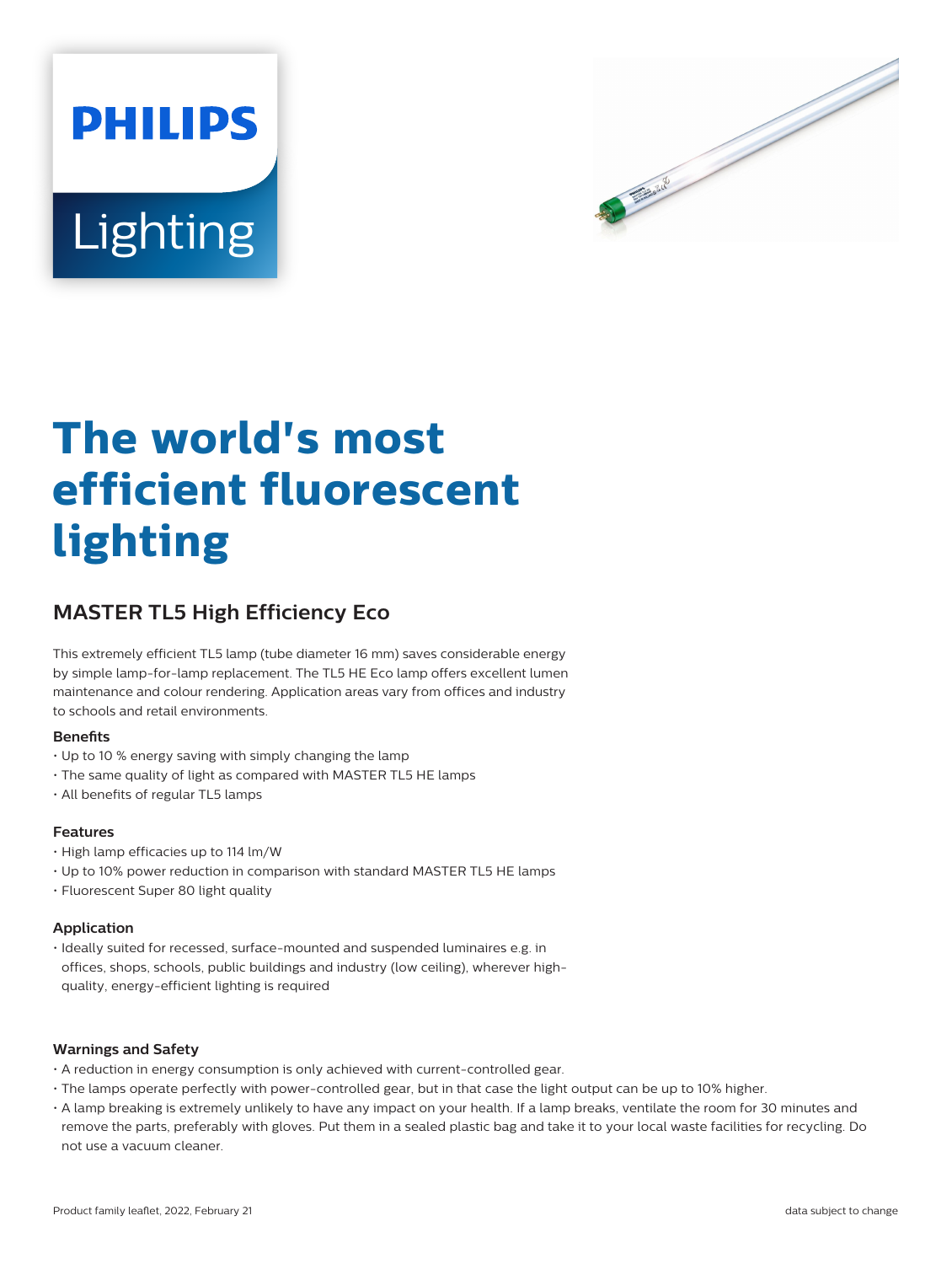# The world's most efficient fluorescent lighting

## MASTER TL5 High Efficiency Eco

This extremely efficient TL5 lamp (tube diameter 16 mm) saves considerable energy by simple lamp-for-lamp replacement. The TL5 HE Eco lamp offers excellent lumen maintenance and colour rendering. Application areas vary from offices and industry to schools and retail environments.

### Benefits

- Up to 10 % energy saving with simply changing the lamp
- The same quality of light as compared with MASTER TL5 HE lamps
- All benefits of regular TL5 lamps

### Features

- High lamp efficacies up to 114 lm/W
- Up to 10% power reduction in comparison with standard MASTER TL5 HE lamps
- Fluorescent Super 80 light quality

### Application

- Ideally suited for recessed, surface-mounted and suspended luminaires e.g. in offices, shops, schools, public buildings and industry (low ceiling), wherever high-quality, energy-efficient lighting is required

### Warnings and Safety

- A reduction in energy consumption is only achieved with current-controlled gear.
- The lamps operate perfectly with power-controlled gear, but in that case the light output can be up to 10% higher.
- A lamp breaking is extremely unlikely to have any impact on your health. If a lamp breaks, ventilate the room for 30 minutes and remove the parts, preferably with gloves. Put them in a sealed plastic bag and take it to your local waste facilities for recycling. Do not use a vacuum cleaner.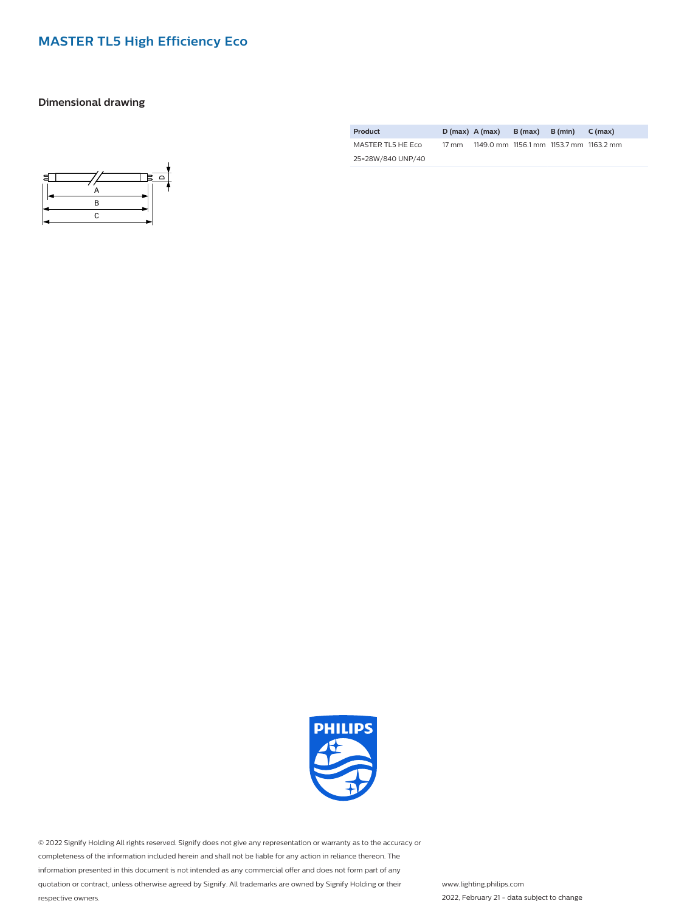## MASTER TL5 High Efficiency Eco

### Dimensional drawing

A

B

C

D

| Product | D (max) | A (max) | B (max) | B (min) | C (max) |
|---|---|---|---|---|---|
| MASTER TL5 HE Eco 25=28W/840 UNP/40 | 17 mm | 1149.0 mm | 1156.1 mm | 1153.7 mm | 1163.2 mm |

© 2022 Signify Holding All rights reserved. Signify does not give any representation or warranty as to the accuracy or completeness of the information included herein and shall not be liable for any action in reliance thereon. The information presented in this document is not intended as any commercial offer and does not form part of any quotation or contract, unless otherwise agreed by Signify. All trademarks are owned by Signify Holding or their respective owners.

www.lighting.philips.com

2022, February 21 - data subject to change